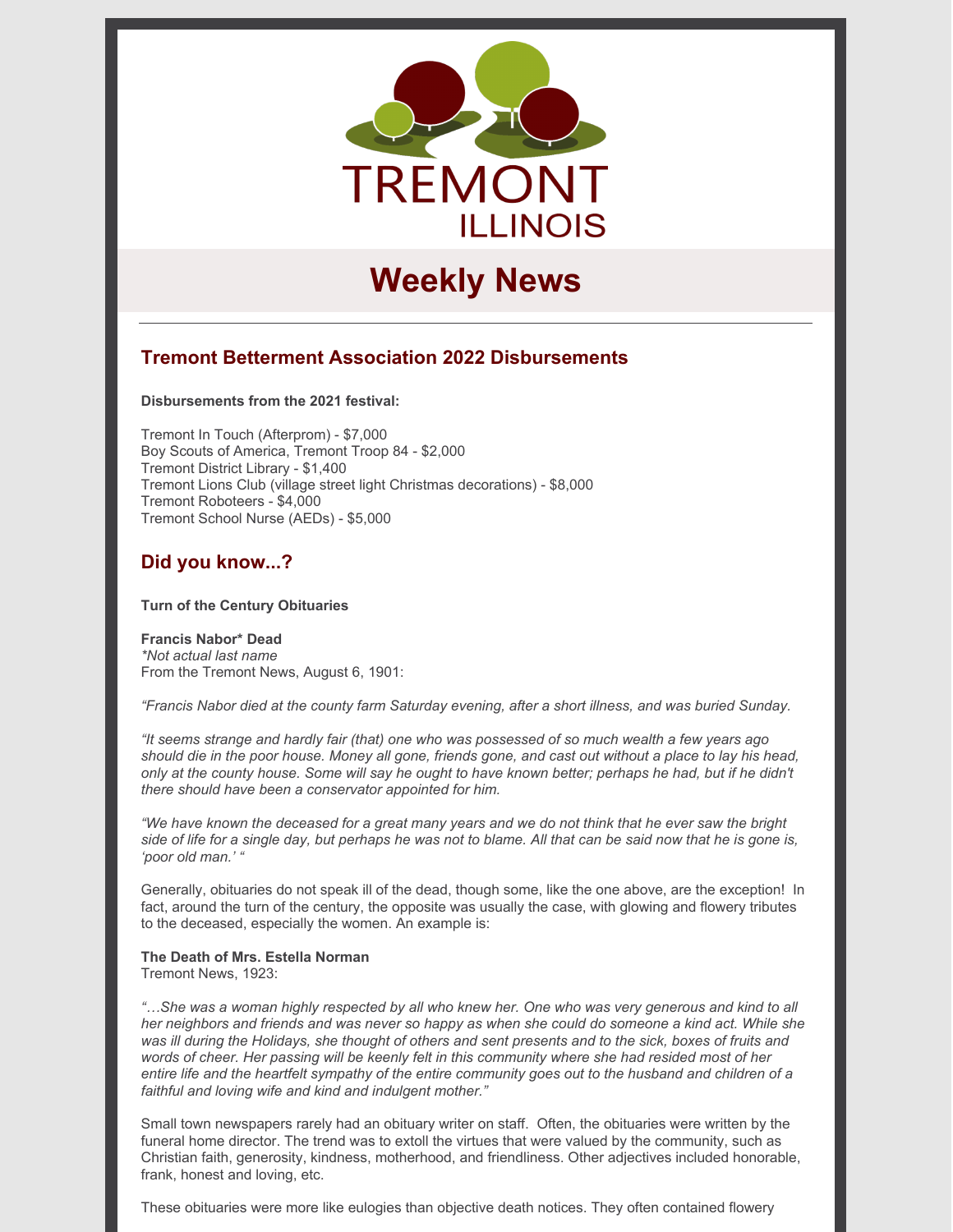TREMONT
ILLINOIS

# Weekly News

---

## Tremont Betterment Association 2022 Disbursements

**Disbursements from the 2021 festival:**

Tremont In Touch (Afterprom) - $7,000
Boy Scouts of America, Tremont Troop 84 - $2,000
Tremont District Library - $1,400
Tremont Lions Club (village street light Christmas decorations) - $8,000
Tremont Roboteers - $4,000
Tremont School Nurse (AEDs) - $5,000

## Did you know...?

**Turn of the Century Obituaries**

**Francis Nabor* Dead**
*\*Not actual last name*
From the Tremont News, August 6, 1901:

*"Francis Nabor died at the county farm Saturday evening, after a short illness, and was buried Sunday.*

*"It seems strange and hardly fair (that) one who was possessed of so much wealth a few years ago should die in the poor house. Money all gone, friends gone, and cast out without a place to lay his head, only at the county house. Some will say he ought to have known better; perhaps he had, but if he didn't there should have been a conservator appointed for him.*

*"We have known the deceased for a great many years and we do not think that he ever saw the bright side of life for a single day, but perhaps he was not to blame. All that can be said now that he is gone is, 'poor old man.' "*

Generally, obituaries do not speak ill of the dead, though some, like the one above, are the exception! In fact, around the turn of the century, the opposite was usually the case, with glowing and flowery tributes to the deceased, especially the women. An example is:

**The Death of Mrs. Estella Norman**
Tremont News, 1923:

*"…She was a woman highly respected by all who knew her. One who was very generous and kind to all her neighbors and friends and was never so happy as when she could do someone a kind act. While she was ill during the Holidays, she thought of others and sent presents and to the sick, boxes of fruits and words of cheer. Her passing will be keenly felt in this community where she had resided most of her entire life and the heartfelt sympathy of the entire community goes out to the husband and children of a faithful and loving wife and kind and indulgent mother."*

Small town newspapers rarely had an obituary writer on staff. Often, the obituaries were written by the funeral home director. The trend was to extoll the virtues that were valued by the community, such as Christian faith, generosity, kindness, motherhood, and friendliness. Other adjectives included honorable, frank, honest and loving, etc.

These obituaries were more like eulogies than objective death notices. They often contained flowery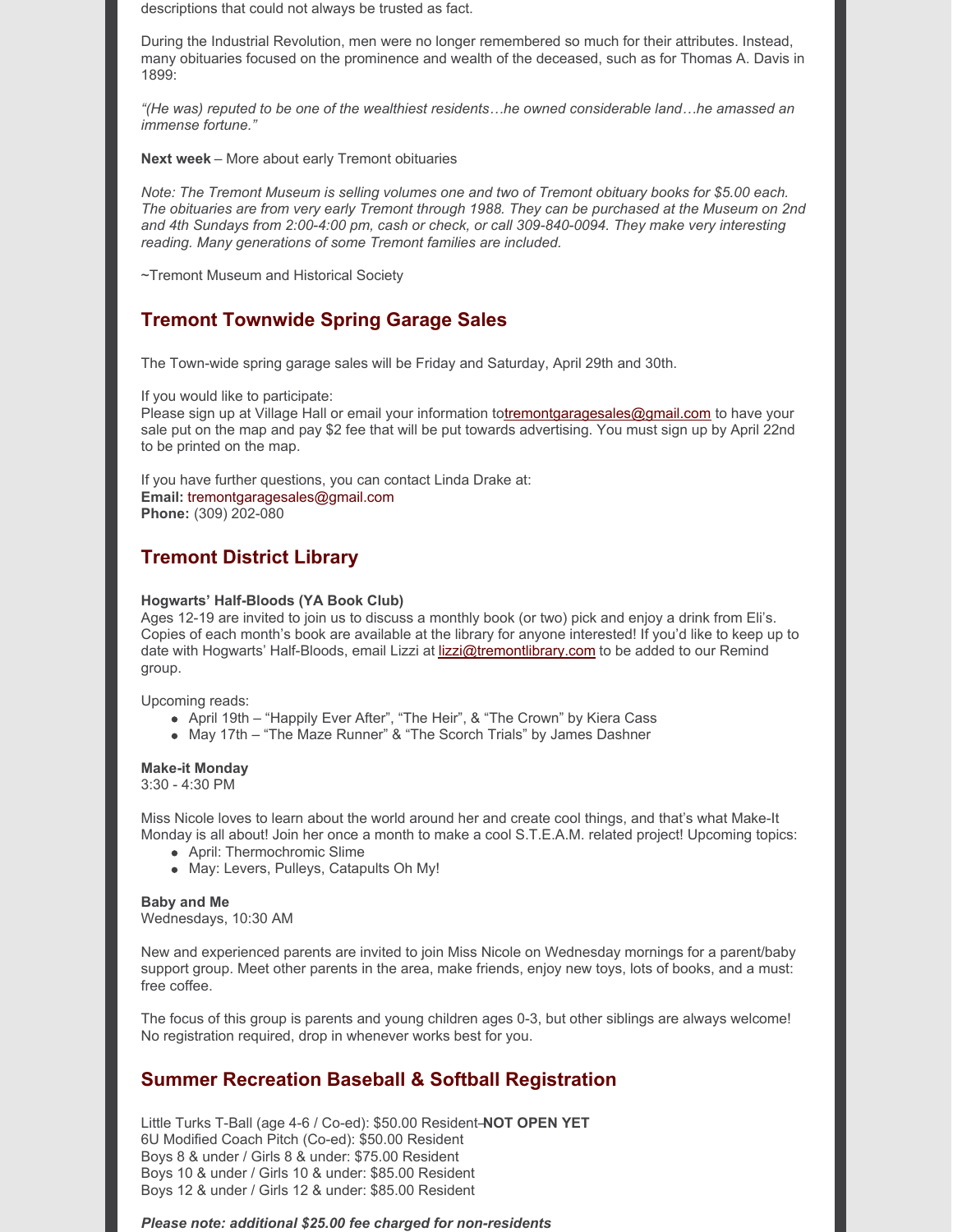descriptions that could not always be trusted as fact.

During the Industrial Revolution, men were no longer remembered so much for their attributes. Instead, many obituaries focused on the prominence and wealth of the deceased, such as for Thomas A. Davis in 1899:

*"(He was) reputed to be one of the wealthiest residents…he owned considerable land…he amassed an immense fortune."*

**Next week** – More about early Tremont obituaries

*Note: The Tremont Museum is selling volumes one and two of Tremont obituary books for $5.00 each. The obituaries are from very early Tremont through 1988. They can be purchased at the Museum on 2nd and 4th Sundays from 2:00-4:00 pm, cash or check, or call 309-840-0094. They make very interesting reading. Many generations of some Tremont families are included.*

~Tremont Museum and Historical Society

## Tremont Townwide Spring Garage Sales

The Town-wide spring garage sales will be Friday and Saturday, April 29th and 30th.

If you would like to participate:
Please sign up at Village Hall or email your information totremontgaragesales@gmail.com to have your sale put on the map and pay $2 fee that will be put towards advertising. You must sign up by April 22nd to be printed on the map.

If you have further questions, you can contact Linda Drake at:
**Email:** tremontgaragesales@gmail.com
**Phone:** (309) 202-080

## Tremont District Library

**Hogwarts' Half-Bloods (YA Book Club)**
Ages 12-19 are invited to join us to discuss a monthly book (or two) pick and enjoy a drink from Eli's. Copies of each month's book are available at the library for anyone interested! If you'd like to keep up to date with Hogwarts' Half-Bloods, email Lizzi at lizzi@tremontlibrary.com to be added to our Remind group.

Upcoming reads:

- April 19th – "Happily Ever After", "The Heir", & "The Crown" by Kiera Cass
- May 17th – "The Maze Runner" & "The Scorch Trials" by James Dashner

**Make-it Monday**
3:30 - 4:30 PM

Miss Nicole loves to learn about the world around her and create cool things, and that's what Make-It Monday is all about! Join her once a month to make a cool S.T.E.A.M. related project! Upcoming topics:

- April: Thermochromic Slime
- May: Levers, Pulleys, Catapults Oh My!

**Baby and Me**
Wednesdays, 10:30 AM

New and experienced parents are invited to join Miss Nicole on Wednesday mornings for a parent/baby support group. Meet other parents in the area, make friends, enjoy new toys, lots of books, and a must: free coffee.

The focus of this group is parents and young children ages 0-3, but other siblings are always welcome! No registration required, drop in whenever works best for you.

## Summer Recreation Baseball & Softball Registration

Little Turks T-Ball (age 4-6 / Co-ed): $50.00 Resident **NOT OPEN YET**
6U Modified Coach Pitch (Co-ed): $50.00 Resident
Boys 8 & under / Girls 8 & under: $75.00 Resident
Boys 10 & under / Girls 10 & under: $85.00 Resident
Boys 12 & under / Girls 12 & under: $85.00 Resident

***Please note: additional $25.00 fee charged for non-residents***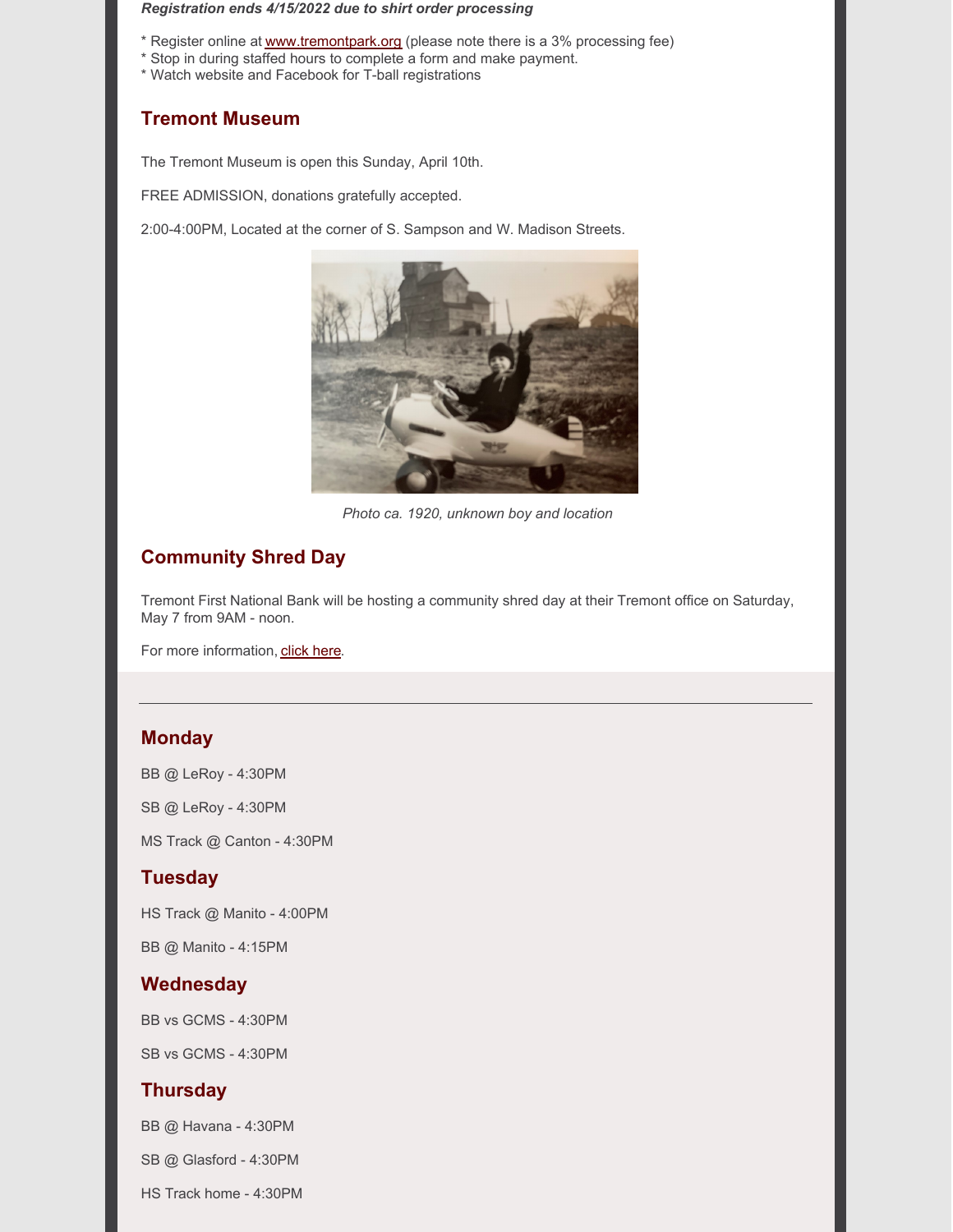***Registration ends 4/15/2022 due to shirt order processing***

* Register online at [www.tremontpark.org](www.tremontpark.org) (please note there is a 3% processing fee)
* Stop in during staffed hours to complete a form and make payment.
* Watch website and Facebook for T-ball registrations

## Tremont Museum

The Tremont Museum is open this Sunday, April 10th.

FREE ADMISSION, donations gratefully accepted.

2:00-4:00PM, Located at the corner of S. Sampson and W. Madison Streets.

*Photo ca. 1920, unknown boy and location*

## Community Shred Day

Tremont First National Bank will be hosting a community shred day at their Tremont office on Saturday, May 7 from 9AM - noon.

For more information, click here.

---

## Monday

BB @ LeRoy - 4:30PM

SB @ LeRoy - 4:30PM

MS Track @ Canton - 4:30PM

## Tuesday

HS Track @ Manito - 4:00PM

BB @ Manito - 4:15PM

## Wednesday

BB vs GCMS - 4:30PM

SB vs GCMS - 4:30PM

## Thursday

BB @ Havana - 4:30PM

SB @ Glasford - 4:30PM

HS Track home - 4:30PM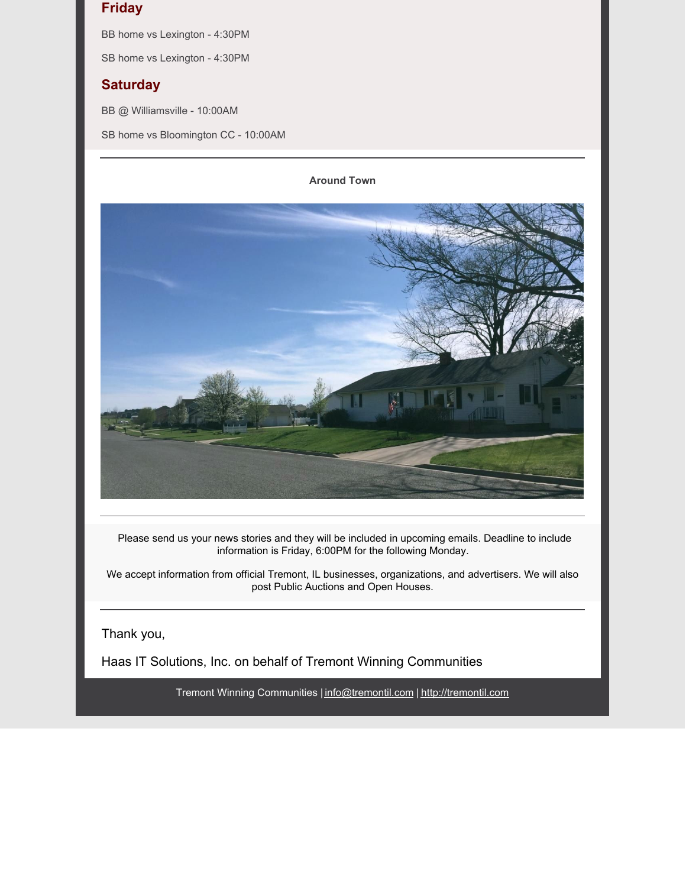## Friday

BB home vs Lexington - 4:30PM

SB home vs Lexington - 4:30PM

## Saturday

BB @ Williamsville - 10:00AM

SB home vs Bloomington CC - 10:00AM

---

**Around Town**

---

Please send us your news stories and they will be included in upcoming emails. Deadline to include information is Friday, 6:00PM for the following Monday.

We accept information from official Tremont, IL businesses, organizations, and advertisers. We will also post Public Auctions and Open Houses.

---

Thank you,

Haas IT Solutions, Inc. on behalf of Tremont Winning Communities

Tremont Winning Communities | info@tremontil.com | http://tremontil.com